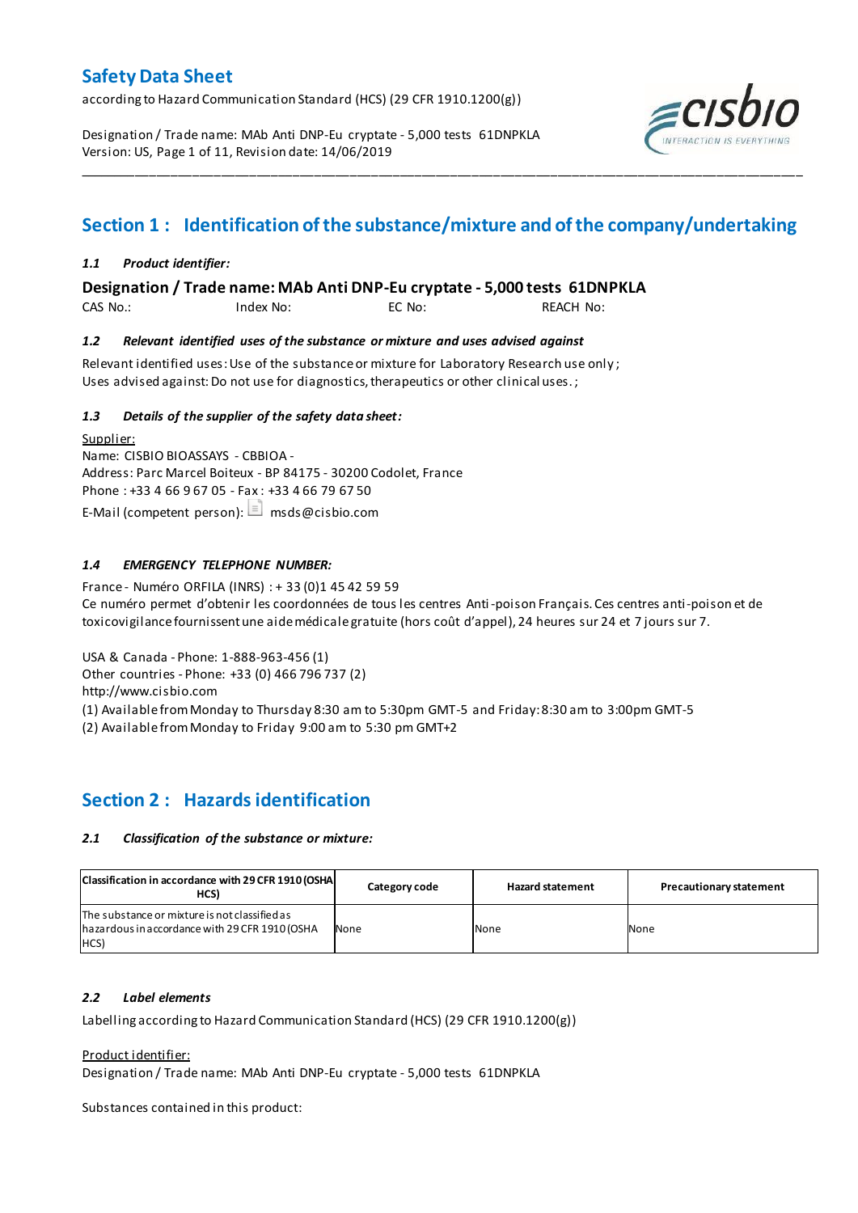# Safety Data Sheet

according to Hazard Communication Standard (HCS) (29 CFR 1910.1200(g))

Designation / Trade name: MAb Anti DNP-Eu cryptate - 5,000 tests 61DNPKLA
Version: US, Page 1 of 11, Revision date: 14/06/2019

## Section 1 : Identification of the substance/mixture and of the company/undertaking

### *1.1 Product identifier:*

**Designation / Trade name: MAb Anti DNP-Eu cryptate - 5,000 tests 61DNPKLA**

CAS No.: Index No: EC No: REACH No:

### *1.2 Relevant identified uses of the substance or mixture and uses advised against*

Relevant identified uses: Use of the substance or mixture for Laboratory Research use only ;
Uses advised against: Do not use for diagnostics, therapeutics or other clinical uses. ;

### *1.3 Details of the supplier of the safety data sheet:*

Supplier:
Name: CISBIO BIOASSAYS - CBBIOA -
Address: Parc Marcel Boiteux - BP 84175 - 30200 Codolet, France
Phone : +33 4 66 9 67 05 - Fax : +33 4 66 79 67 50
E-Mail (competent person): msds@cisbio.com

### *1.4 EMERGENCY TELEPHONE NUMBER:*

France - Numéro ORFILA (INRS) : + 33 (0)1 45 42 59 59
Ce numéro permet d'obtenir les coordonnées de tous les centres Anti-poison Français. Ces centres anti-poison et de toxicovigilance fournissent une aide médicale gratuite (hors coût d'appel), 24 heures sur 24 et 7 jours sur 7.

USA & Canada - Phone: 1-888-963-456 (1)
Other countries - Phone: +33 (0) 466 796 737 (2)
http://www.cisbio.com
(1) Available from Monday to Thursday 8:30 am to 5:30pm GMT-5 and Friday: 8:30 am to 3:00pm GMT-5
(2) Available from Monday to Friday 9:00 am to 5:30 pm GMT+2

## Section 2 : Hazards identification

### *2.1 Classification of the substance or mixture:*

| Classification in accordance with 29 CFR 1910 (OSHA HCS) | Category code | Hazard statement | Precautionary statement |
|---|---|---|---|
| The substance or mixture is not classified as hazardous in accordance with 29 CFR 1910 (OSHA HCS) | None | None | None |

### *2.2 Label elements*

Labelling according to Hazard Communication Standard (HCS) (29 CFR 1910.1200(g))

Product identifier:
Designation / Trade name: MAb Anti DNP-Eu cryptate - 5,000 tests 61DNPKLA

Substances contained in this product: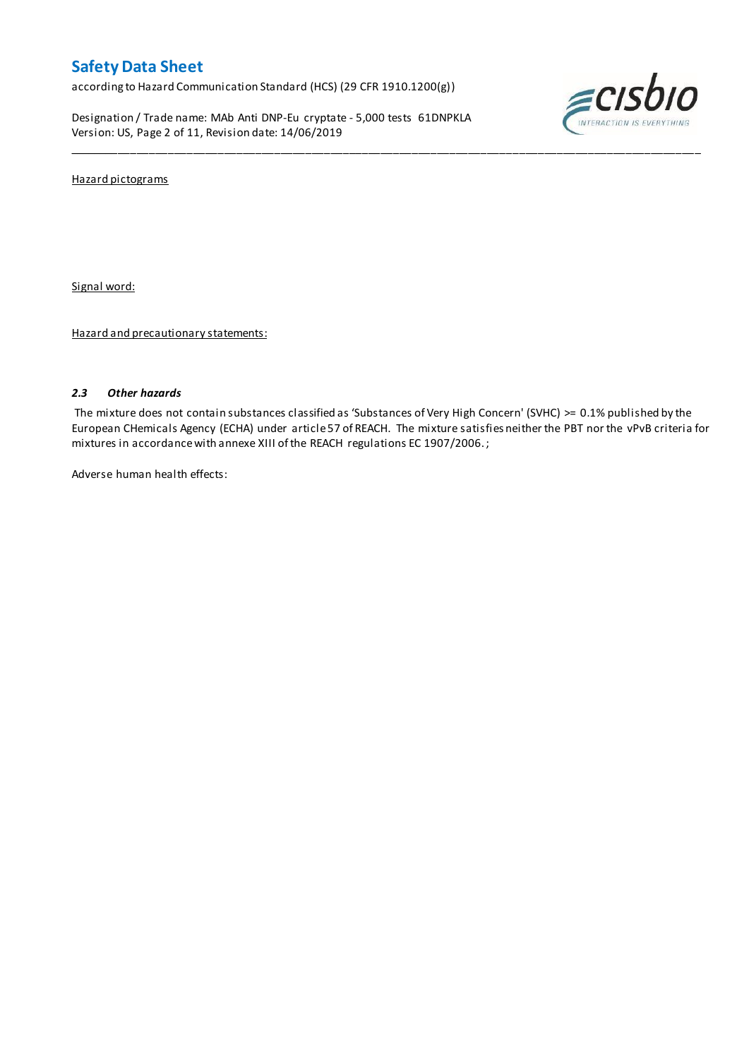Hazard pictograms

Signal word:

Hazard and precautionary statements:

### *2.3 Other hazards*

The mixture does not contain substances classified as 'Substances of Very High Concern' (SVHC) >= 0.1% published by the European CHemicals Agency (ECHA) under article 57 of REACH. The mixture satisfies neither the PBT nor the vPvB criteria for mixtures in accordance with annexe XIII of the REACH regulations EC 1907/2006. ;

Adverse human health effects: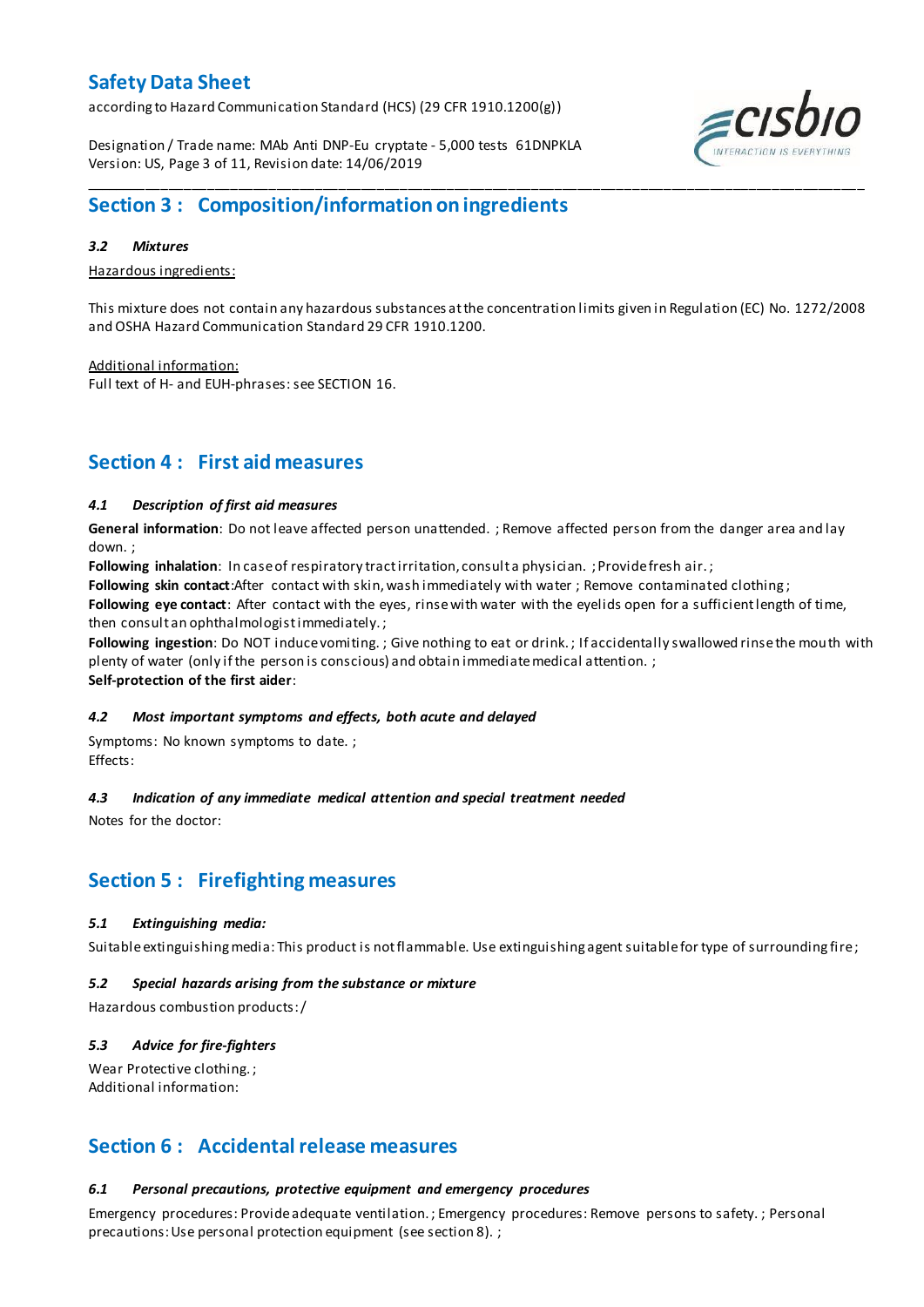## Section 3 : Composition/information on ingredients

#### *3.2 Mixtures*

Hazardous ingredients:

This mixture does not contain any hazardous substances at the concentration limits given in Regulation (EC) No. 1272/2008 and OSHA Hazard Communication Standard 29 CFR 1910.1200.

Additional information:
Full text of H- and EUH-phrases: see SECTION 16.

## Section 4 : First aid measures

#### *4.1 Description of first aid measures*

**General information**: Do not leave affected person unattended. ; Remove affected person from the danger area and lay down. ;
**Following inhalation**: In case of respiratory tract irritation, consult a physician. ; Provide fresh air. ;
**Following skin contact**:After contact with skin, wash immediately with water ; Remove contaminated clothing ;
**Following eye contact**: After contact with the eyes, rinse with water with the eyelids open for a sufficient length of time, then consult an ophthalmologist immediately. ;
**Following ingestion**: Do NOT induce vomiting. ; Give nothing to eat or drink. ; If accidentally swallowed rinse the mouth with plenty of water (only if the person is conscious) and obtain immediate medical attention. ;
**Self-protection of the first aider**:

#### *4.2 Most important symptoms and effects, both acute and delayed*

Symptoms: No known symptoms to date. ;
Effects:

#### *4.3 Indication of any immediate medical attention and special treatment needed*

Notes for the doctor:

## Section 5 : Firefighting measures

#### *5.1 Extinguishing media:*

Suitable extinguishing media: This product is not flammable. Use extinguishing agent suitable for type of surrounding fire ;

#### *5.2 Special hazards arising from the substance or mixture*

Hazardous combustion products: /

#### *5.3 Advice for fire-fighters*

Wear Protective clothing. ;
Additional information:

## Section 6 : Accidental release measures

#### *6.1 Personal precautions, protective equipment and emergency procedures*

Emergency procedures: Provide adequate ventilation. ; Emergency procedures: Remove persons to safety. ; Personal precautions: Use personal protection equipment (see section 8). ;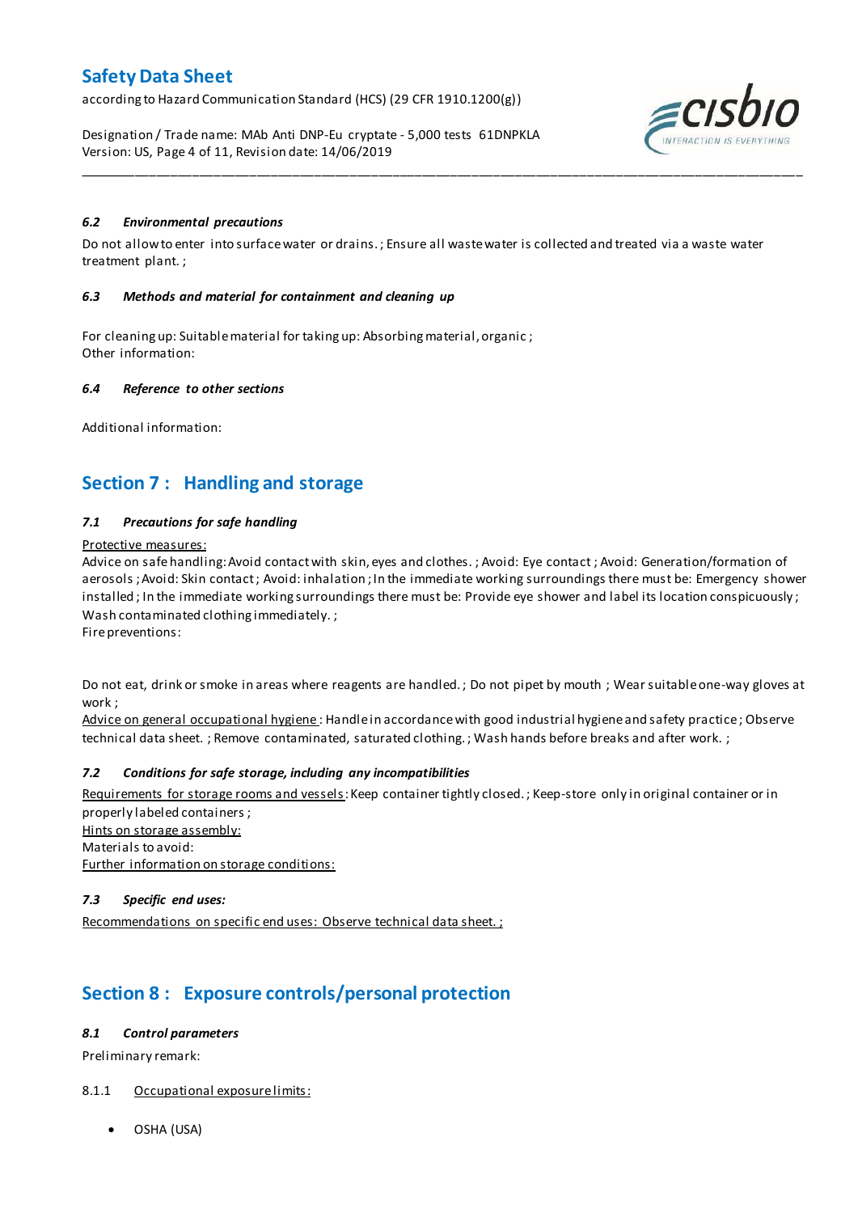#### *6.2 Environmental precautions*

Do not allow to enter into surface water or drains. ; Ensure all waste water is collected and treated via a waste water treatment plant. ;

#### *6.3 Methods and material for containment and cleaning up*

For cleaning up: Suitable material for taking up: Absorbing material, organic ;
Other information:

#### *6.4 Reference to other sections*

Additional information:

## Section 7 : Handling and storage

#### *7.1 Precautions for safe handling*

Protective measures:
Advice on safe handling: Avoid contact with skin, eyes and clothes. ; Avoid: Eye contact ; Avoid: Generation/formation of aerosols ; Avoid: Skin contact ; Avoid: inhalation ; In the immediate working surroundings there must be: Emergency shower installed ; In the immediate working surroundings there must be: Provide eye shower and label its location conspicuously ; Wash contaminated clothing immediately. ;
Fire preventions:

Do not eat, drink or smoke in areas where reagents are handled. ; Do not pipet by mouth ; Wear suitable one-way gloves at work ;
Advice on general occupational hygiene : Handle in accordance with good industrial hygiene and safety practice ; Observe technical data sheet. ; Remove contaminated, saturated clothing. ; Wash hands before breaks and after work. ;

#### *7.2 Conditions for safe storage, including any incompatibilities*

Requirements for storage rooms and vessels: Keep container tightly closed. ; Keep-store only in original container or in properly labeled containers ;
Hints on storage assembly:
Materials to avoid:
Further information on storage conditions:

#### *7.3 Specific end uses:*

Recommendations on specific end uses: Observe technical data sheet. ;

## Section 8 : Exposure controls/personal protection

#### *8.1 Control parameters*

Preliminary remark:

8.1.1 Occupational exposure limits:

- OSHA (USA)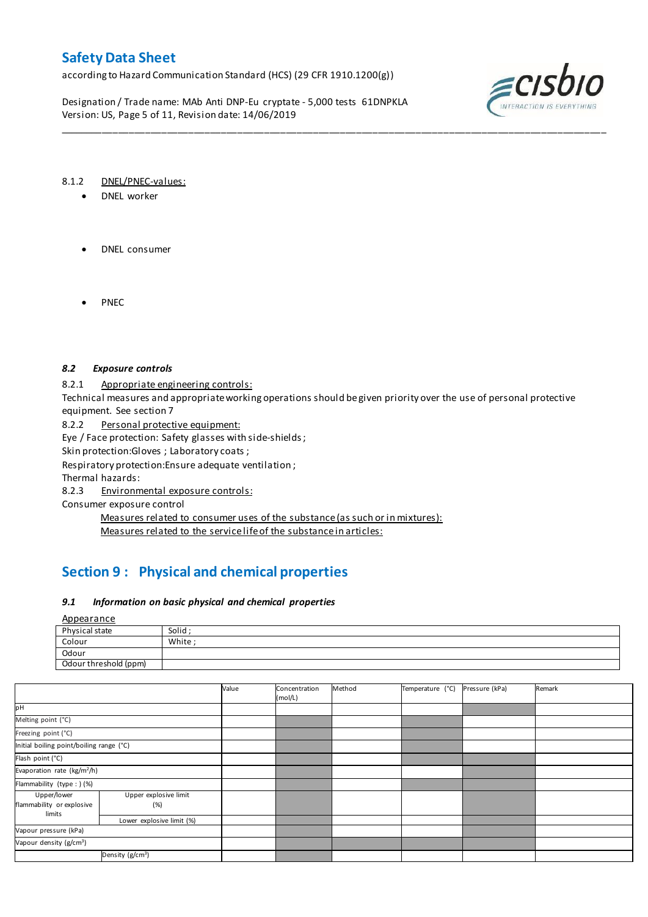8.1.2 DNEL/PNEC-values:

- DNEL worker

- DNEL consumer

- PNEC

### 8.2 Exposure controls

8.2.1 Appropriate engineering controls:

Technical measures and appropriate working operations should be given priority over the use of personal protective equipment. See section 7

8.2.2 Personal protective equipment:

Eye / Face protection: Safety glasses with side-shields ;

Skin protection:Gloves ; Laboratory coats ;

Respiratory protection:Ensure adequate ventilation ;

Thermal hazards:

8.2.3 Environmental exposure controls:

Consumer exposure control

Measures related to consumer uses of the substance (as such or in mixtures):

Measures related to the service life of the substance in articles:

## Section 9 : Physical and chemical properties

### 9.1 Information on basic physical and chemical properties

Appearance

| | |
|---|---|
| Physical state | Solid ; |
| Colour | White ; |
| Odour | |
| Odour threshold (ppm) | |

| | | Value | Concentration (mol/L) | Method | Temperature (°C) | Pressure (kPa) | Remark |
|---|---|---|---|---|---|---|---|
| pH | | | | | | | |
| Melting point (°C) | | | | | | | |
| Freezing point (°C) | | | | | | | |
| Initial boiling point/boiling range (°C) | | | | | | | |
| Flash point (°C) | | | | | | | |
| Evaporation rate (kg/m²/h) | | | | | | | |
| Flammability (type : ) (%) | | | | | | | |
| Upper/lower flammability or explosive limits | Upper explosive limit (%) | | | | | | |
| | Lower explosive limit (%) | | | | | | |
| Vapour pressure (kPa) | | | | | | | |
| Vapour density (g/cm³) | | | | | | | |
| | Density (g/cm³) | | | | | | |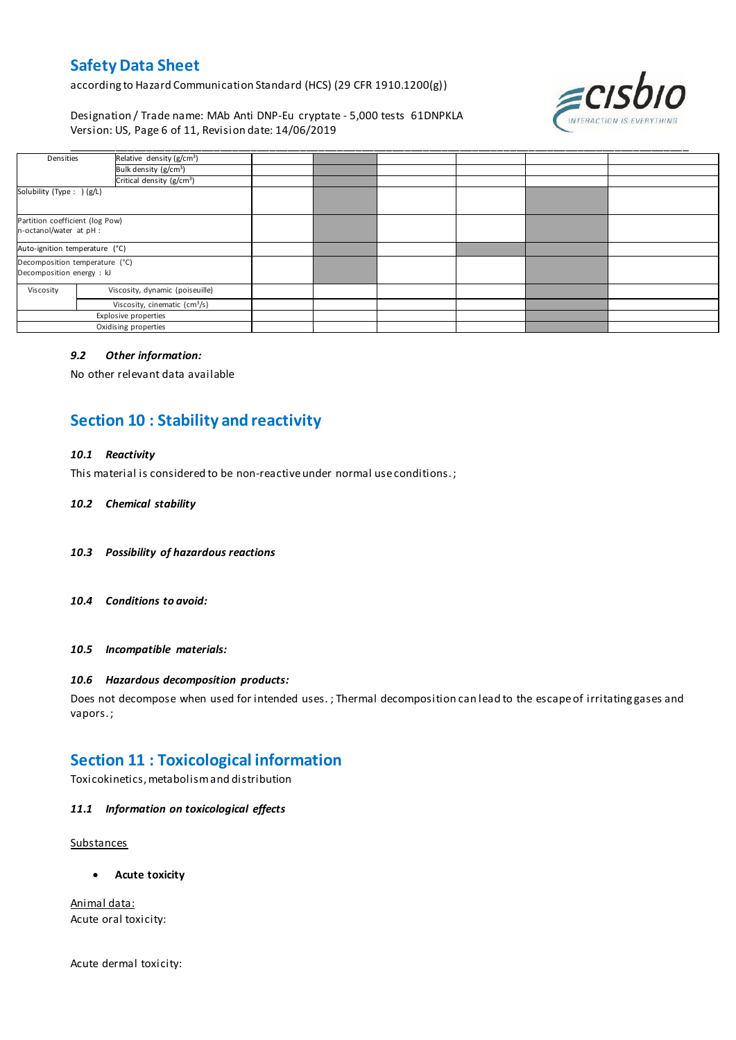| | | | | | | | |
|---|---|---|---|---|---|---|---|
| Densities | Relative density ($g/cm^3$) | | | | | | |
| | Bulk density ($g/cm^3$) | | | | | | |
| | Critical density ($g/cm^3$) | | | | | | |
| Solubility (Type : ) (g/L) | | | | | | | |
| Partition coefficient (log Pow) n-octanol/water at pH : | | | | | | | |
| Auto-ignition temperature (°C) | | | | | | | |
| Decomposition temperature (°C) Decomposition energy : kJ | | | | | | | |
| Viscosity | Viscosity, dynamic (poiseuille) | | | | | | |
| | Viscosity, cinematic ($cm^3/s$) | | | | | | |
| Explosive properties | | | | | | | |
| Oxidising properties | | | | | | | |

#### 9.2 *Other information:*

No other relevant data available

## Section 10 : Stability and reactivity

#### 10.1 *Reactivity*

This material is considered to be non-reactive under normal use conditions. ;

#### 10.2 *Chemical stability*

#### 10.3 *Possibility of hazardous reactions*

#### 10.4 *Conditions to avoid:*

#### 10.5 *Incompatible materials:*

#### 10.6 *Hazardous decomposition products:*

Does not decompose when used for intended uses. ; Thermal decomposition can lead to the escape of irritating gases and vapors. ;

## Section 11 : Toxicological information

Toxicokinetics, metabolism and distribution

#### 11.1 *Information on toxicological effects*

Substances

- **Acute toxicity**

Animal data:

Acute oral toxicity:

Acute dermal toxicity: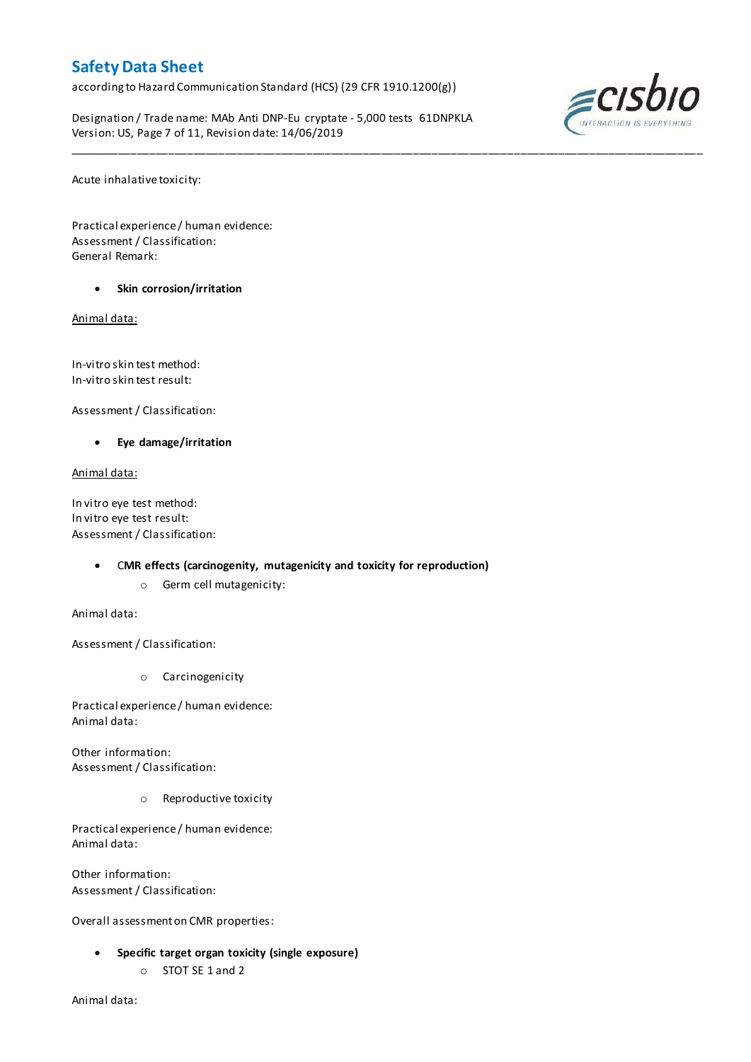Acute inhalative toxicity:

Practical experience / human evidence:
Assessment / Classification:
General Remark:

- **Skin corrosion/irritation**

Animal data:

In-vitro skin test method:
In-vitro skin test result:

Assessment / Classification:

- **Eye damage/irritation**

Animal data:

In vitro eye test method:
In vitro eye test result:
Assessment / Classification:

- **CMR effects (carcinogenity, mutagenicity and toxicity for reproduction)**
  - Germ cell mutagenicity:

Animal data:

Assessment / Classification:

  - Carcinogenicity

Practical experience / human evidence:
Animal data:

Other information:
Assessment / Classification:

  - Reproductive toxicity

Practical experience / human evidence:
Animal data:

Other information:
Assessment / Classification:

Overall assessment on CMR properties:

- **Specific target organ toxicity (single exposure)**
  - STOT SE 1 and 2

Animal data: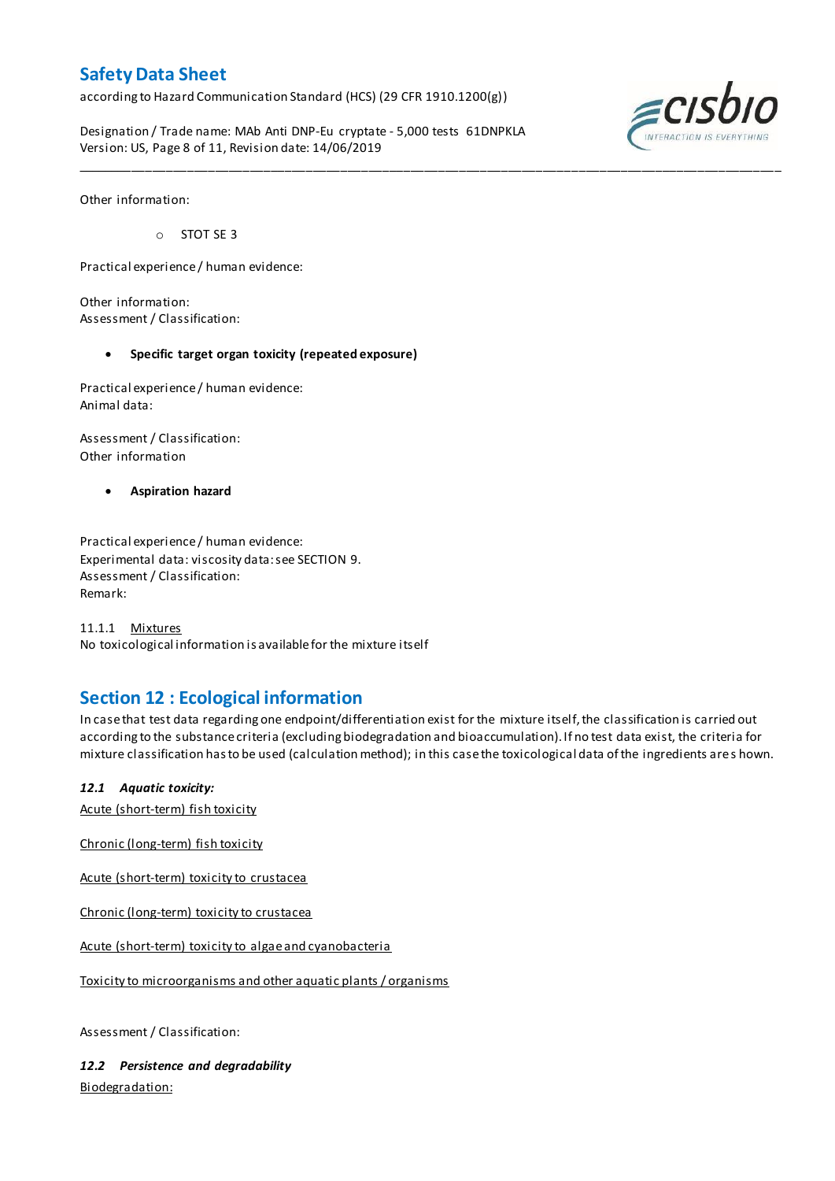Other information:

- STOT SE 3

Practical experience / human evidence:

Other information:
Assessment / Classification:

- **Specific target organ toxicity (repeated exposure)**

Practical experience / human evidence:
Animal data:

Assessment / Classification:
Other information

- **Aspiration hazard**

Practical experience / human evidence:
Experimental data: viscosity data: see SECTION 9.
Assessment / Classification:
Remark:

11.1.1 Mixtures
No toxicological information is available for the mixture itself

## Section 12 : Ecological information

In case that test data regarding one endpoint/differentiation exist for the mixture itself, the classification is carried out according to the substance criteria (excluding biodegradation and bioaccumulation). If no test data exist, the criteria for mixture classification has to be used (calculation method); in this case the toxicological data of the ingredients are shown.

### *12.1 Aquatic toxicity:*

Acute (short-term) fish toxicity

Chronic (long-term) fish toxicity

Acute (short-term) toxicity to crustacea

Chronic (long-term) toxicity to crustacea

Acute (short-term) toxicity to algae and cyanobacteria

Toxicity to microorganisms and other aquatic plants / organisms

Assessment / Classification:

### *12.2 Persistence and degradability*

Biodegradation: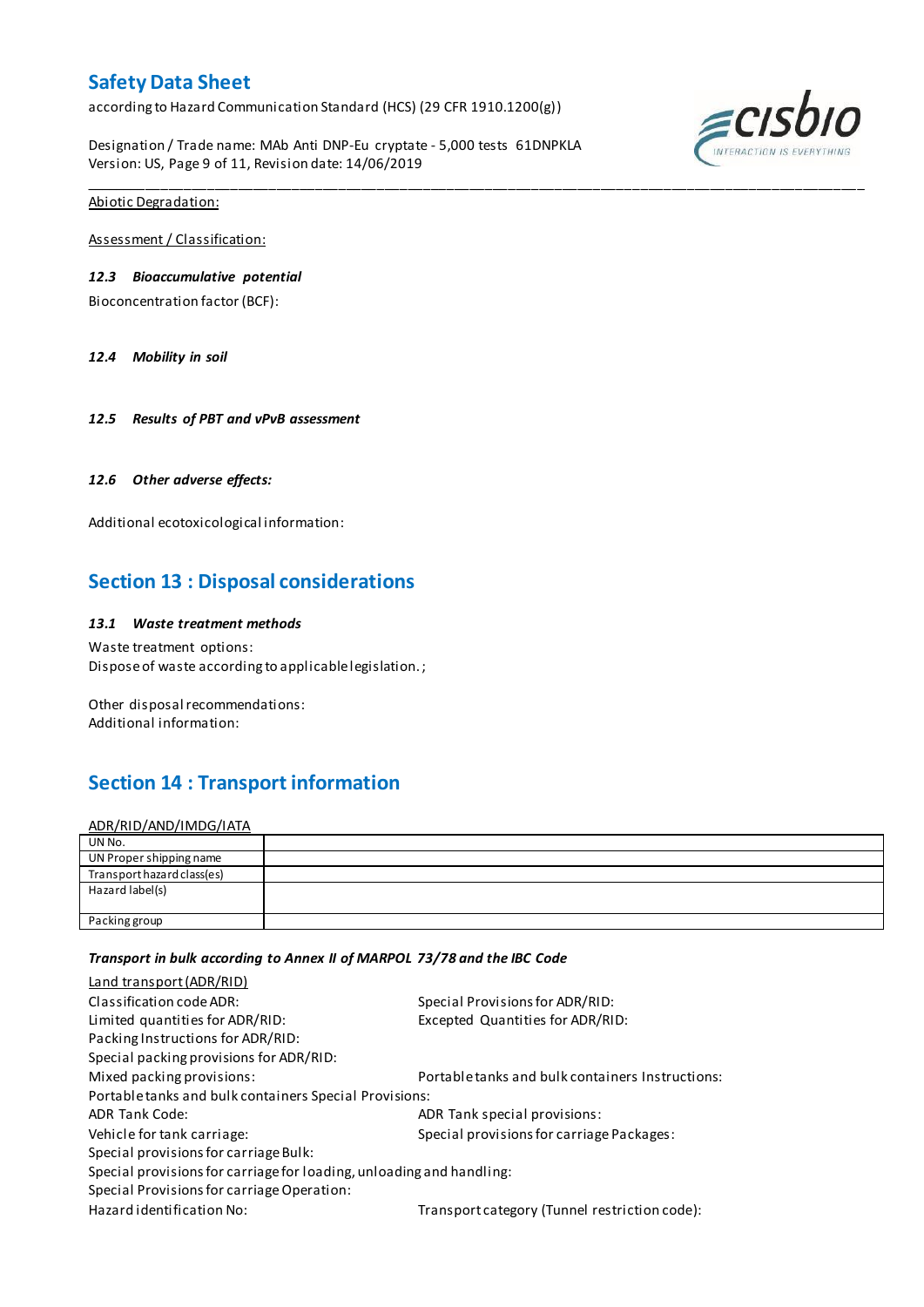Abiotic Degradation:

Assessment / Classification:

### *12.3 Bioaccumulative potential*

Bioconcentration factor (BCF):

### *12.4 Mobility in soil*

### *12.5 Results of PBT and vPvB assessment*

### *12.6 Other adverse effects:*

Additional ecotoxicological information:

## Section 13 : Disposal considerations

### *13.1 Waste treatment methods*

Waste treatment options:
Dispose of waste according to applicable legislation. ;

Other disposal recommendations:
Additional information:

## Section 14 : Transport information

ADR/RID/AND/IMDG/IATA

| | |
|---|---|
| UN No. | |
| UN Proper shipping name | |
| Transport hazard class(es) | |
| Hazard label(s) | |
| Packing group | |

***Transport in bulk according to Annex II of MARPOL 73/78 and the IBC Code***

Land transport (ADR/RID)

Classification code ADR:
Special Provisions for ADR/RID:
Limited quantities for ADR/RID:
Excepted Quantities for ADR/RID:
Packing Instructions for ADR/RID:
Special packing provisions for ADR/RID:
Mixed packing provisions:
Portable tanks and bulk containers Instructions:
Portable tanks and bulk containers Special Provisions:
ADR Tank Code:
ADR Tank special provisions:
Vehicle for tank carriage:
Special provisions for carriage Packages:
Special provisions for carriage Bulk:
Special provisions for carriage for loading, unloading and handling:
Special Provisions for carriage Operation:
Hazard identification No:
Transport category (Tunnel restriction code):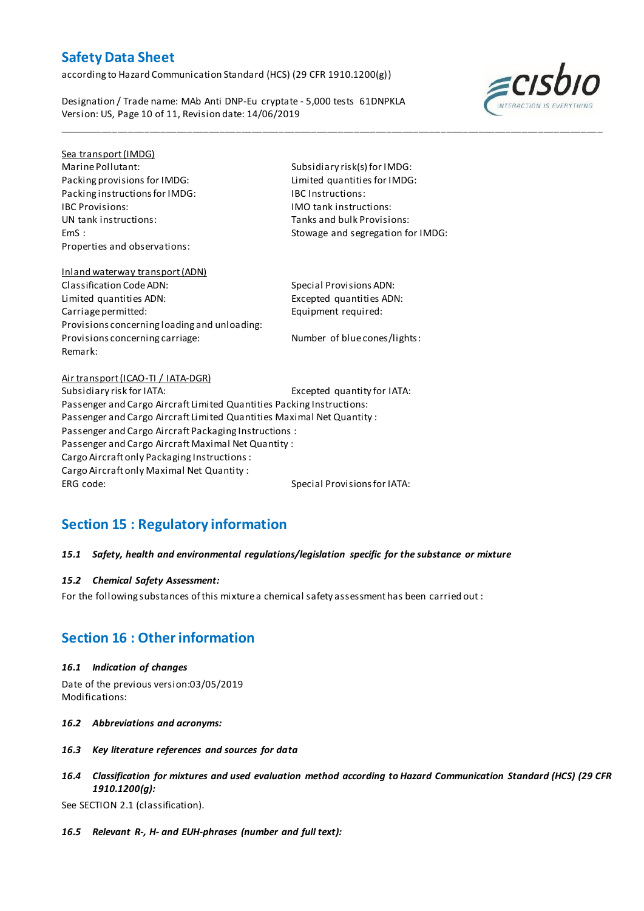Sea transport (IMDG)

Marine Pollutant:

Subsidiary risk(s) for IMDG:

Packing provisions for IMDG:

Limited quantities for IMDG:

Packing instructions for IMDG:

IBC Instructions:

IBC Provisions:

IMO tank instructions:

UN tank instructions:

Tanks and bulk Provisions:

EmS :

Stowage and segregation for IMDG:

Properties and observations:

Inland waterway transport (ADN)

Classification Code ADN:

Special Provisions ADN:

Limited quantities ADN:

Excepted quantities ADN:

Carriage permitted:

Equipment required:

Provisions concerning loading and unloading:

Provisions concerning carriage:

Number of blue cones/lights:

Remark:

Air transport (ICAO-TI / IATA-DGR)

Subsidiary risk for IATA:

Excepted quantity for IATA:

Passenger and Cargo Aircraft Limited Quantities Packing Instructions:

Passenger and Cargo Aircraft Limited Quantities Maximal Net Quantity :

Passenger and Cargo Aircraft Packaging Instructions :

Passenger and Cargo Aircraft Maximal Net Quantity :

Cargo Aircraft only Packaging Instructions :

Cargo Aircraft only Maximal Net Quantity :

ERG code:

Special Provisions for IATA:

## Section 15 : Regulatory information

***15.1 Safety, health and environmental regulations/legislation specific for the substance or mixture***

***15.2 Chemical Safety Assessment:***

For the following substances of this mixture a chemical safety assessment has been carried out :

## Section 16 : Other information

***16.1 Indication of changes***

Date of the previous version:03/05/2019

Modifications:

***16.2 Abbreviations and acronyms:***

***16.3 Key literature references and sources for data***

***16.4 Classification for mixtures and used evaluation method according to Hazard Communication Standard (HCS) (29 CFR 1910.1200(g):***

See SECTION 2.1 (classification).

***16.5 Relevant R-, H- and EUH-phrases (number and full text):***